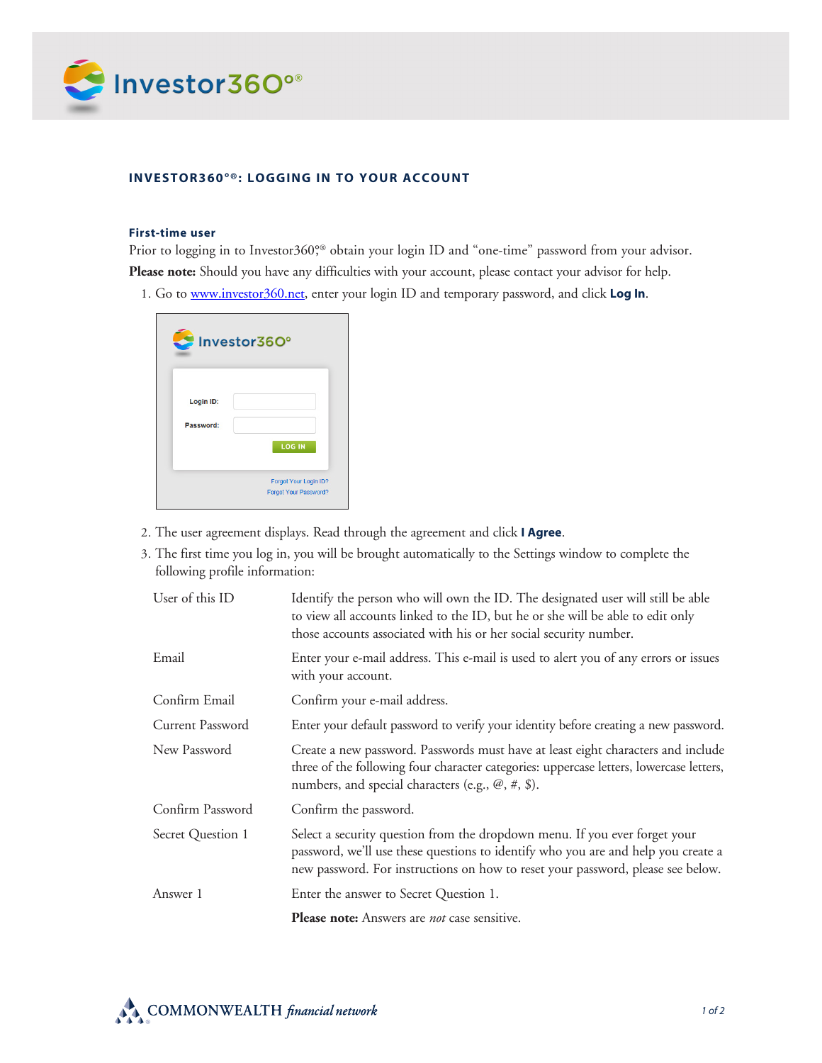# INVESTOR360°®: LOGGING IN TO YOUR ACCOUNT

### First-time user

Prior to logging in to Investor360°® obtain your login ID and "one-time" password from your advisor.

**Please note:** Should you have any difficulties with your account, please contact your advisor for help.

1. Go to www.investor360.net, enter your login ID and temporary password, and click **Log In**.

2. The user agreement displays. Read through the agreement and click **I Agree**.
3. The first time you log in, you will be brought automatically to the Settings window to complete the following profile information:

| | |
|---|---|
| User of this ID | Identify the person who will own the ID. The designated user will still be able to view all accounts linked to the ID, but he or she will be able to edit only those accounts associated with his or her social security number. |
| Email | Enter your e-mail address. This e-mail is used to alert you of any errors or issues with your account. |
| Confirm Email | Confirm your e-mail address. |
| Current Password | Enter your default password to verify your identity before creating a new password. |
| New Password | Create a new password. Passwords must have at least eight characters and include three of the following four character categories: uppercase letters, lowercase letters, numbers, and special characters (e.g., @, #, $). |
| Confirm Password | Confirm the password. |
| Secret Question 1 | Select a security question from the dropdown menu. If you ever forget your password, we'll use these questions to identify who you are and help you create a new password. For instructions on how to reset your password, please see below. |
| Answer 1 | Enter the answer to Secret Question 1. |
| | **Please note:** Answers are *not* case sensitive. |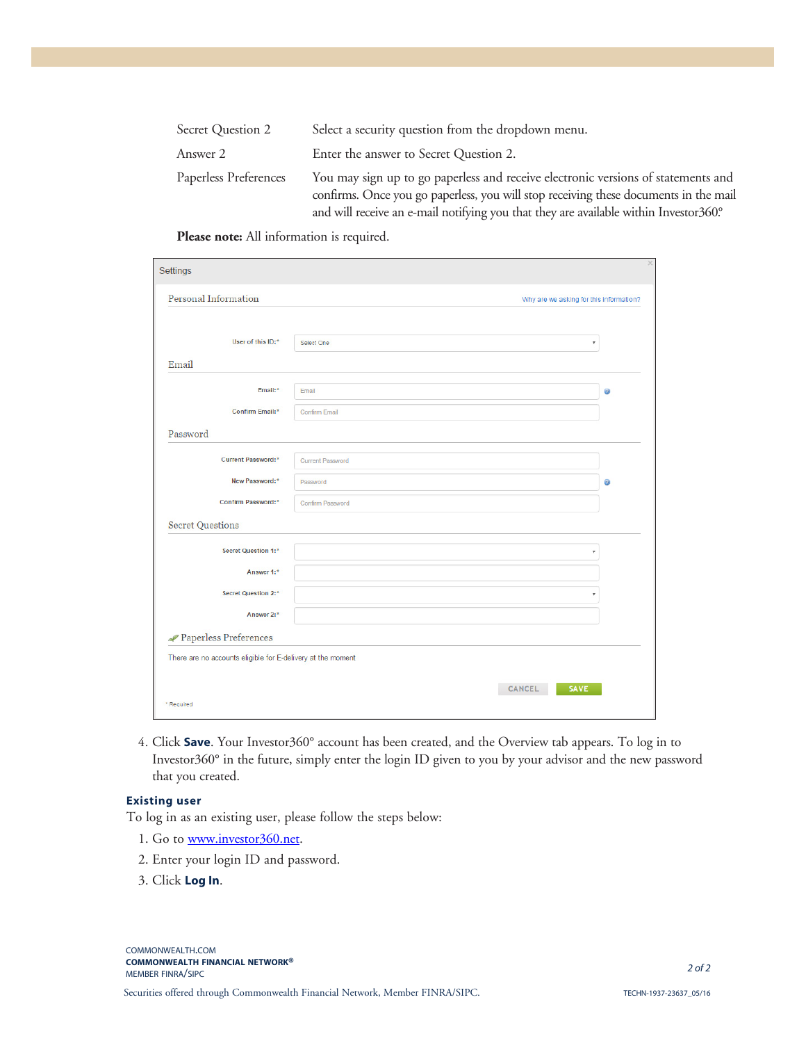| | |
|---|---|
| Secret Question 2 | Select a security question from the dropdown menu. |
| Answer 2 | Enter the answer to Secret Question 2. |
| Paperless Preferences | You may sign up to go paperless and receive electronic versions of statements and confirms. Once you go paperless, you will stop receiving these documents in the mail and will receive an e-mail notifying you that they are available within Investor360°. |

**Please note:** All information is required.

Settings

Personal Information

Why are we asking for this information?

User of this ID:* Select One

Email

Email:* Email

Confirm Email:* Confirm Email

Password

Current Password:* Current Password

New Password:* Password

Confirm Password:* Confirm Password

Secret Questions

Secret Question 1:*

Answer 1:*

Secret Question 2:*

Answer 2:*

Paperless Preferences

There are no accounts eligible for E-delivery at the moment

CANCEL SAVE

* Required

4. Click **Save**. Your Investor360° account has been created, and the Overview tab appears. To log in to Investor360° in the future, simply enter the login ID given to you by your advisor and the new password that you created.

### Existing user

To log in as an existing user, please follow the steps below:

1. Go to www.investor360.net.
2. Enter your login ID and password.
3. Click **Log In**.

COMMONWEALTH.COM
**COMMONWEALTH FINANCIAL NETWORK®**
MEMBER FINRA/SIPC

Securities offered through Commonwealth Financial Network, Member FINRA/SIPC.

TECHN-1937-23637_05/16